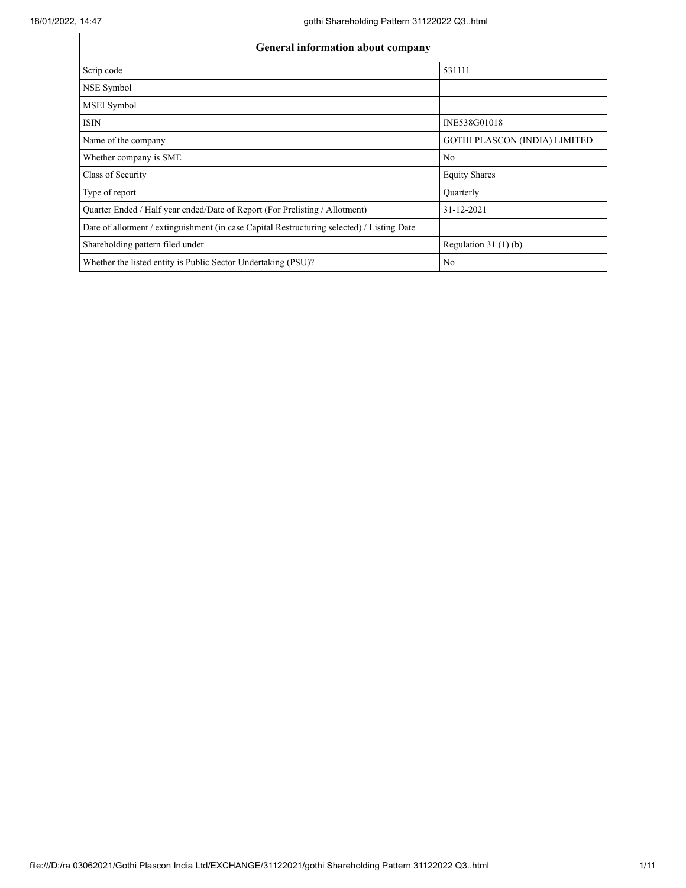| General information about company | |
|---|---|
| Scrip code | 531111 |
| NSE Symbol | |
| MSEI Symbol | |
| ISIN | INE538G01018 |
| Name of the company | GOTHI PLASCON (INDIA) LIMITED |
| Whether company is SME | No |
| Class of Security | Equity Shares |
| Type of report | Quarterly |
| Quarter Ended / Half year ended/Date of Report (For Prelisting / Allotment) | 31-12-2021 |
| Date of allotment / extinguishment (in case Capital Restructuring selected) / Listing Date | |
| Shareholding pattern filed under | Regulation 31 (1) (b) |
| Whether the listed entity is Public Sector Undertaking (PSU)? | No |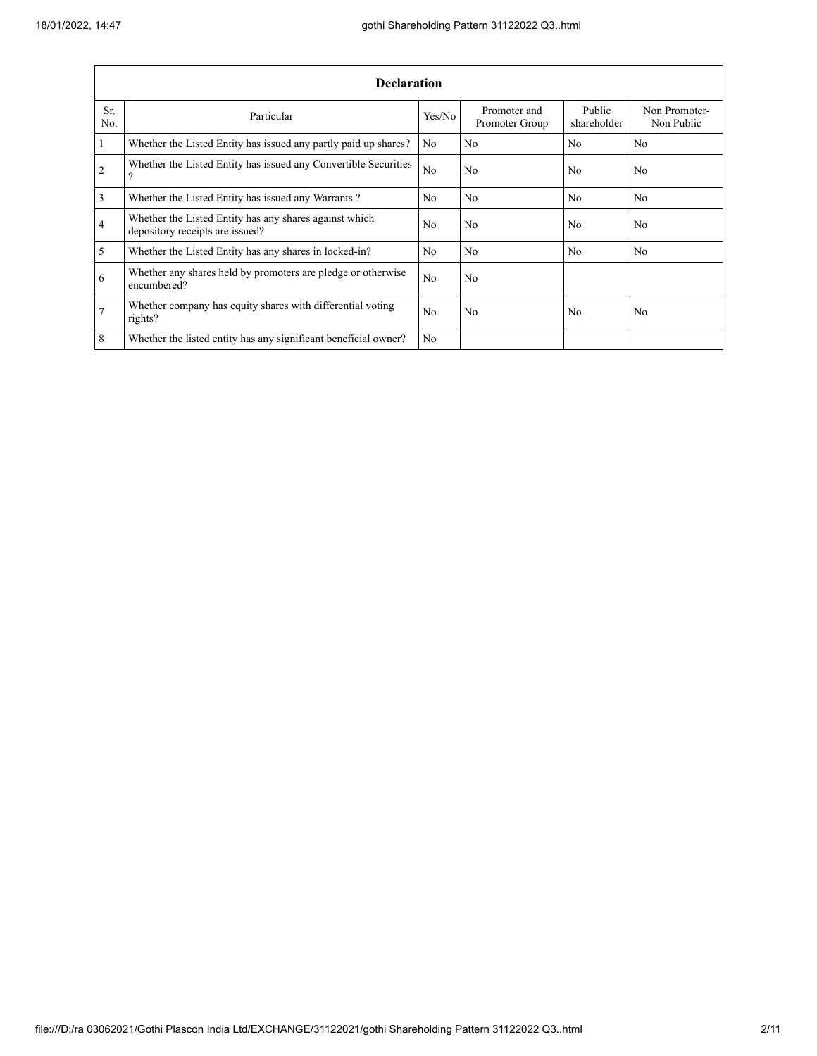| Declaration | | | | | |
|---|---|---|---|---|---|
| Sr. No. | Particular | Yes/No | Promoter and Promoter Group | Public shareholder | Non Promoter- Non Public |
| 1 | Whether the Listed Entity has issued any partly paid up shares? | No | No | No | No |
| 2 | Whether the Listed Entity has issued any Convertible Securities ? | No | No | No | No |
| 3 | Whether the Listed Entity has issued any Warrants ? | No | No | No | No |
| 4 | Whether the Listed Entity has any shares against which depository receipts are issued? | No | No | No | No |
| 5 | Whether the Listed Entity has any shares in locked-in? | No | No | No | No |
| 6 | Whether any shares held by promoters are pledge or otherwise encumbered? | No | No | | |
| 7 | Whether company has equity shares with differential voting rights? | No | No | No | No |
| 8 | Whether the listed entity has any significant beneficial owner? | No | | | |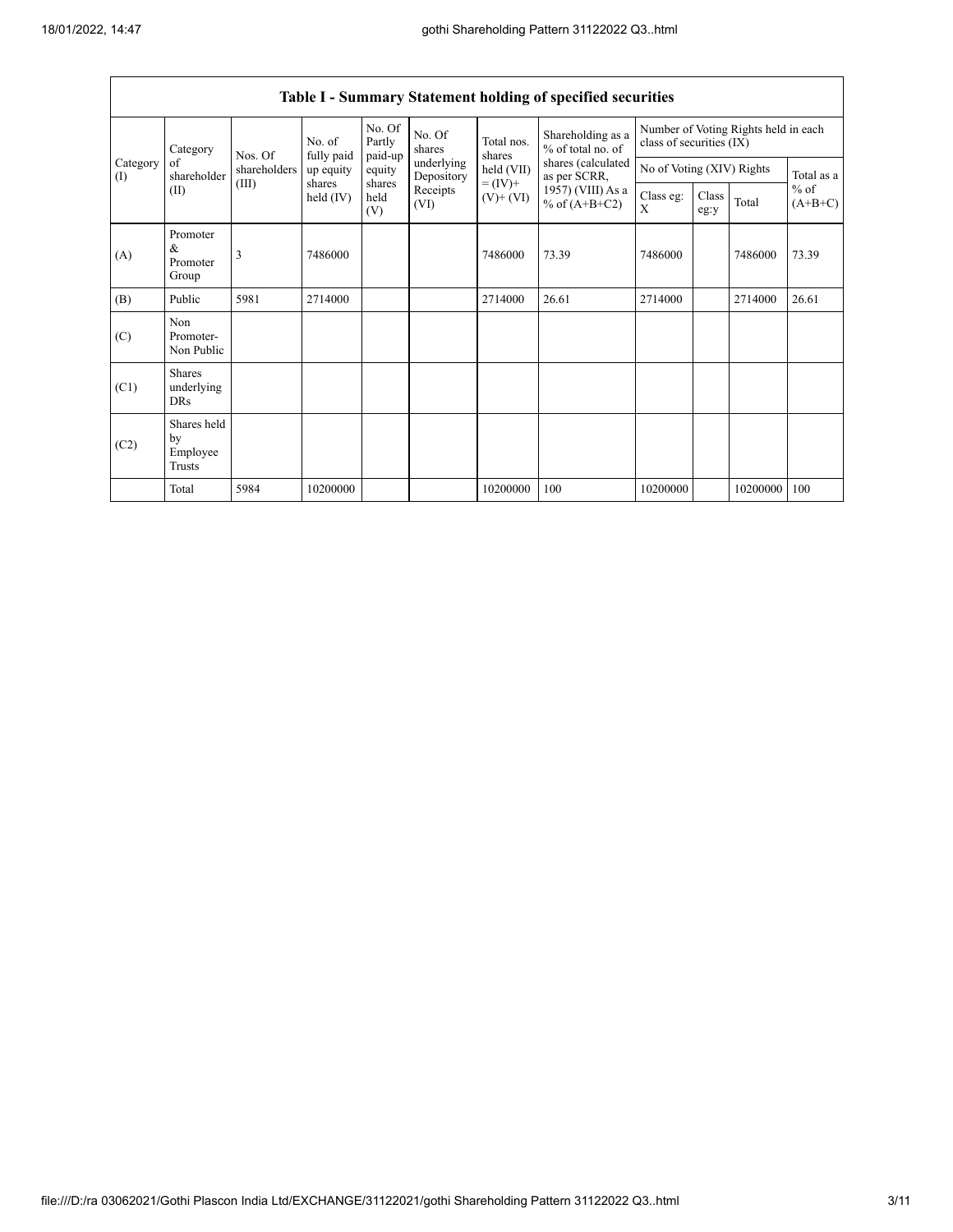| Table I - Summary Statement holding of specified securities | | | | | | | | | | | | |
|---|---|---|---|---|---|---|---|---|---|---|---|---|
| Category (I) | Category of shareholder (II) | Nos. Of shareholders (III) | No. of fully paid up equity shares held (IV) | No. Of Partly paid-up equity shares held (V) | No. Of shares underlying Depository Receipts (VI) | Total nos. shares held (VII) = (IV)+ (V)+ (VI) | Shareholding as a % of total no. of shares (calculated as per SCRR, 1957) (VIII) As a % of (A+B+C2) | Number of Voting Rights held in each class of securities (IX) | | | |
| | | | | | | | | No of Voting (XIV) Rights | | | Total as a % of (A+B+C) |
| | | | | | | | | Class eg: X | Class eg:y | Total | |
| (A) | Promoter & Promoter Group | 3 | 7486000 | | | 7486000 | 73.39 | 7486000 | | 7486000 | 73.39 |
| (B) | Public | 5981 | 2714000 | | | 2714000 | 26.61 | 2714000 | | 2714000 | 26.61 |
| (C) | Non Promoter- Non Public | | | | | | | | | | |
| (C1) | Shares underlying DRs | | | | | | | | | | |
| (C2) | Shares held by Employee Trusts | | | | | | | | | | |
| | Total | 5984 | 10200000 | | | 10200000 | 100 | 10200000 | | 10200000 | 100 |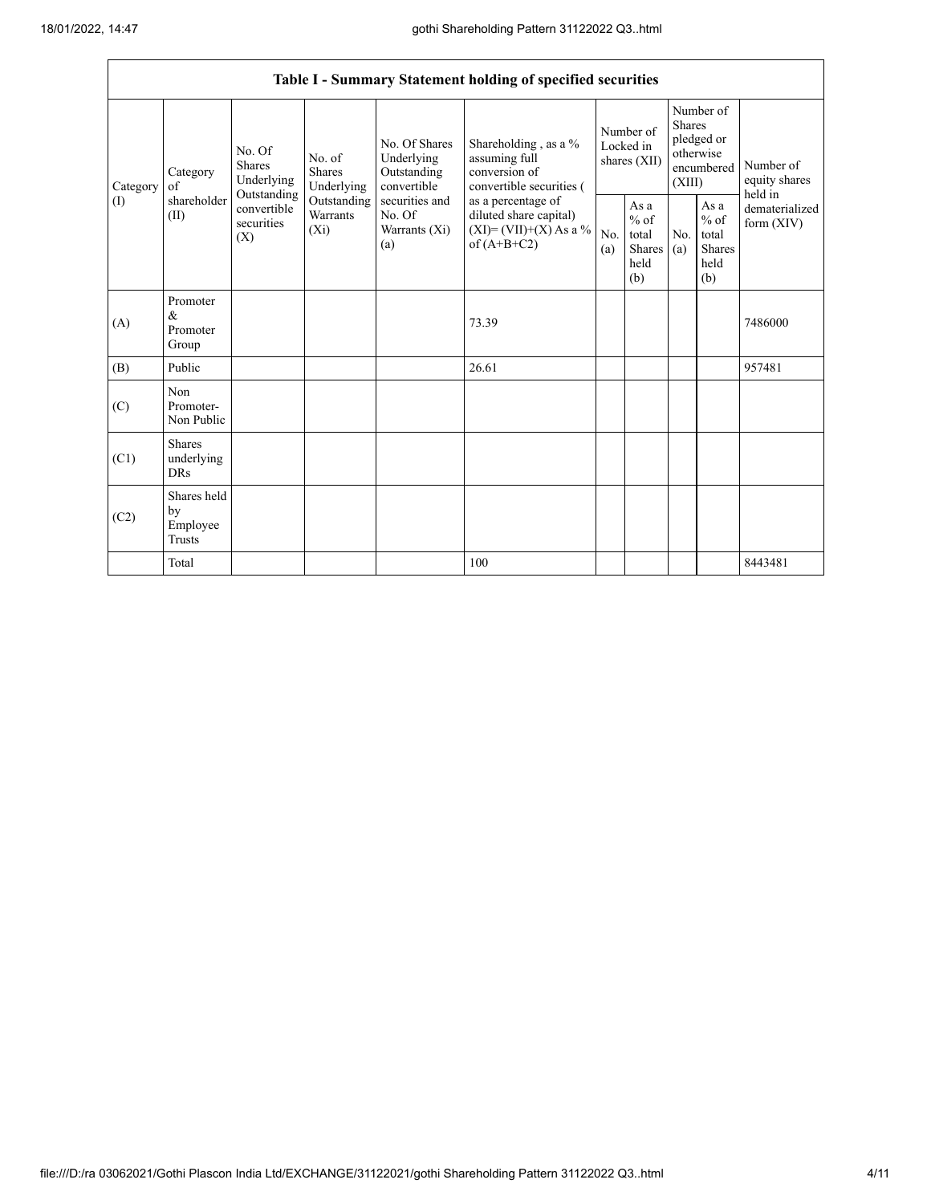| Table I - Summary Statement holding of specified securities | | | | | | | | | | | |
|---|---|---|---|---|---|---|---|---|---|---|---|
| Category (I) | Category of shareholder (II) | No. Of Shares Underlying Outstanding convertible securities (X) | No. of Shares Underlying Outstanding Warrants (Xi) | No. Of Shares Underlying Outstanding convertible securities and No. Of Warrants (Xi) (a) | Shareholding , as a % assuming full conversion of convertible securities ( as a percentage of diluted share capital) (XI)= (VII)+(X) As a % of (A+B+C2) | Number of Locked in shares (XII) | | Number of Shares pledged or otherwise encumbered (XIII) | | Number of equity shares held in dematerialized form (XIV) |
| | | | | | | No. (a) | As a % of total Shares held (b) | No. (a) | As a % of total Shares held (b) | |
| (A) | Promoter & Promoter Group | | | | 73.39 | | | | | 7486000 |
| (B) | Public | | | | 26.61 | | | | | 957481 |
| (C) | Non Promoter- Non Public | | | | | | | | | |
| (C1) | Shares underlying DRs | | | | | | | | | |
| (C2) | Shares held by Employee Trusts | | | | | | | | | |
| | Total | | | | 100 | | | | | 8443481 |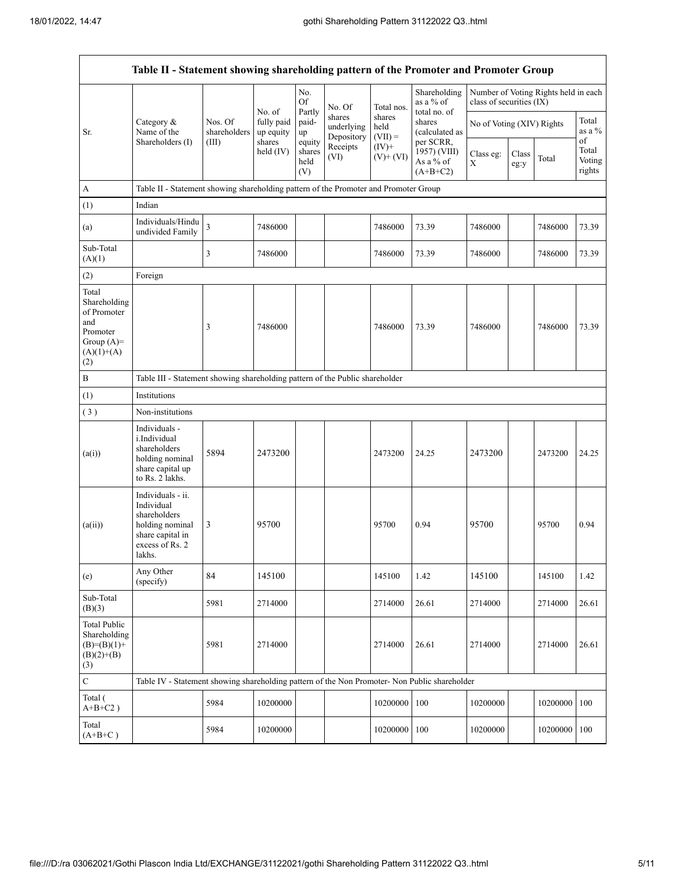| Table II - Statement showing shareholding pattern of the Promoter and Promoter Group | | | | | | | | | | | |
|---|---|---|---|---|---|---|---|---|---|---|---|
| Sr. | Category & Name of the Shareholders (I) | Nos. Of shareholders (III) | No. of fully paid up equity shares held (IV) | No. Of Partly paid-up equity shares held (V) | No. Of shares underlying Depository Receipts (VI) | Total nos. shares held (VII) = (IV)+ (V)+ (VI) | Shareholding as a % of total no. of shares (calculated as per SCRR, 1957) (VIII) As a % of (A+B+C2) | Number of Voting Rights held in each class of securities (IX) | | | |
| | | | | | | | | No of Voting (XIV) Rights | | | Total as a % of Total Voting rights |
| | | | | | | | | Class eg: X | Class eg:y | Total | |
| A | Table II - Statement showing shareholding pattern of the Promoter and Promoter Group | | | | | | | | | | |
| (1) | Indian | | | | | | | | | | |
| (a) | Individuals/Hindu undivided Family | 3 | 7486000 | | | 7486000 | 73.39 | 7486000 | | 7486000 | 73.39 |
| Sub-Total (A)(1) | | 3 | 7486000 | | | 7486000 | 73.39 | 7486000 | | 7486000 | 73.39 |
| (2) | Foreign | | | | | | | | | | |
| Total Shareholding of Promoter and Promoter Group (A)=(A)(1)+(A)(2) | | 3 | 7486000 | | | 7486000 | 73.39 | 7486000 | | 7486000 | 73.39 |
| B | Table III - Statement showing shareholding pattern of the Public shareholder | | | | | | | | | | |
| (1) | Institutions | | | | | | | | | | |
| (3) | Non-institutions | | | | | | | | | | |
| (a(i)) | Individuals - i.Individual shareholders holding nominal share capital up to Rs. 2 lakhs. | 5894 | 2473200 | | | 2473200 | 24.25 | 2473200 | | 2473200 | 24.25 |
| (a(ii)) | Individuals - ii. Individual shareholders holding nominal share capital in excess of Rs. 2 lakhs. | 3 | 95700 | | | 95700 | 0.94 | 95700 | | 95700 | 0.94 |
| (e) | Any Other (specify) | 84 | 145100 | | | 145100 | 1.42 | 145100 | | 145100 | 1.42 |
| Sub-Total (B)(3) | | 5981 | 2714000 | | | 2714000 | 26.61 | 2714000 | | 2714000 | 26.61 |
| Total Public Shareholding (B)=(B)(1)+(B)(2)+(B)(3) | | 5981 | 2714000 | | | 2714000 | 26.61 | 2714000 | | 2714000 | 26.61 |
| C | Table IV - Statement showing shareholding pattern of the Non Promoter- Non Public shareholder | | | | | | | | | | |
| Total ( A+B+C2 ) | | 5984 | 10200000 | | | 10200000 | 100 | 10200000 | | 10200000 | 100 |
| Total (A+B+C ) | | 5984 | 10200000 | | | 10200000 | 100 | 10200000 | | 10200000 | 100 |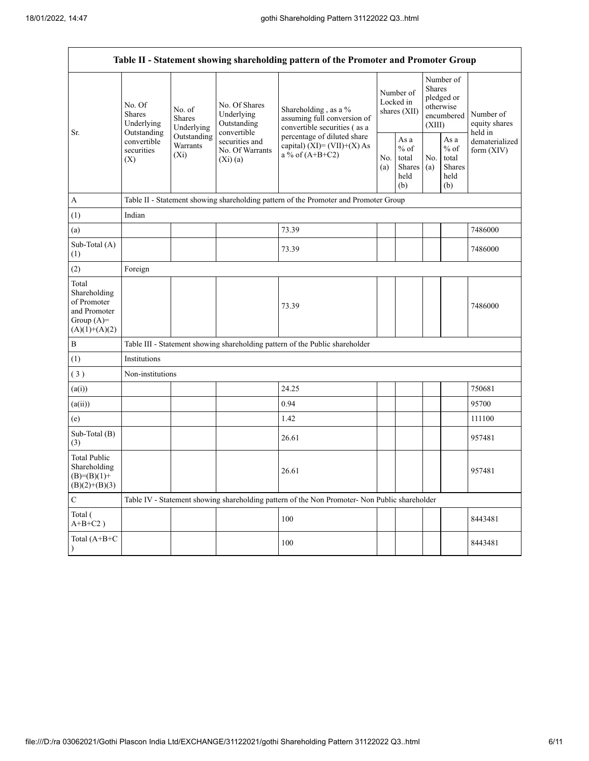| Table II - Statement showing shareholding pattern of the Promoter and Promoter Group | | | | | | | | | |
|---|---|---|---|---|---|---|---|---|---|
| Sr. | No. Of Shares Underlying Outstanding convertible securities (X) | No. of Shares Underlying Outstanding Warrants (Xi) | No. Of Shares Underlying Outstanding convertible securities and No. Of Warrants (Xi) (a) | Shareholding , as a % assuming full conversion of convertible securities ( as a percentage of diluted share capital) (XI)= (VII)+(X) As a % of (A+B+C2) | Number of Locked in shares (XII) | | Number of Shares pledged or otherwise encumbered (XIII) | | Number of equity shares held in dematerialized form (XIV) |
| | | | | | No. (a) | As a % of total Shares held (b) | No. (a) | As a % of total Shares held (b) | |
| A | Table II - Statement showing shareholding pattern of the Promoter and Promoter Group | | | | | | | | |
| (1) | Indian | | | | | | | | |
| (a) | | | | 73.39 | | | | | 7486000 |
| Sub-Total (A)(1) | | | | 73.39 | | | | | 7486000 |
| (2) | Foreign | | | | | | | | |
| Total Shareholding of Promoter and Promoter Group (A)=(A)(1)+(A)(2) | | | | 73.39 | | | | | 7486000 |
| B | Table III - Statement showing shareholding pattern of the Public shareholder | | | | | | | | |
| (1) | Institutions | | | | | | | | |
| ( 3 ) | Non-institutions | | | | | | | | |
| (a(i)) | | | | 24.25 | | | | | 750681 |
| (a(ii)) | | | | 0.94 | | | | | 95700 |
| (e) | | | | 1.42 | | | | | 111100 |
| Sub-Total (B)(3) | | | | 26.61 | | | | | 957481 |
| Total Public Shareholding (B)=(B)(1)+(B)(2)+(B)(3) | | | | 26.61 | | | | | 957481 |
| C | Table IV - Statement showing shareholding pattern of the Non Promoter- Non Public shareholder | | | | | | | | |
| Total ( A+B+C2 ) | | | | 100 | | | | | 8443481 |
| Total (A+B+C ) | | | | 100 | | | | | 8443481 |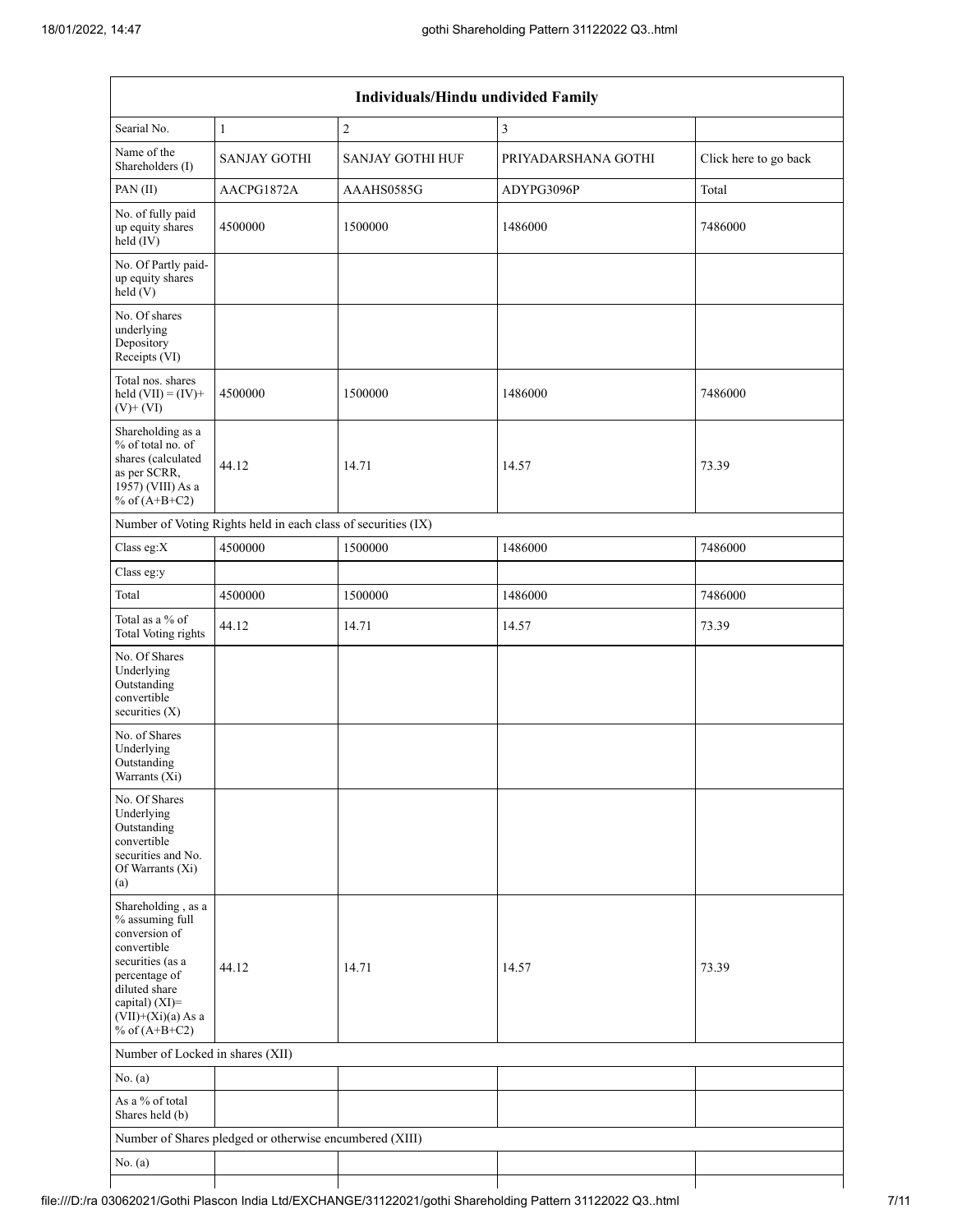| Individuals/Hindu undivided Family | | | | |
|---|---|---|---|---|
| Searial No. | 1 | 2 | 3 | |
| Name of the Shareholders (I) | SANJAY GOTHI | SANJAY GOTHI HUF | PRIYADARSHANA GOTHI | Click here to go back |
| PAN (II) | AACPG1872A | AAAHS0585G | ADYPG3096P | Total |
| No. of fully paid up equity shares held (IV) | 4500000 | 1500000 | 1486000 | 7486000 |
| No. Of Partly paid-up equity shares held (V) | | | | |
| No. Of shares underlying Depository Receipts (VI) | | | | |
| Total nos. shares held (VII) = (IV)+ (V)+ (VI) | 4500000 | 1500000 | 1486000 | 7486000 |
| Shareholding as a % of total no. of shares (calculated as per SCRR, 1957) (VIII) As a % of (A+B+C2) | 44.12 | 14.71 | 14.57 | 73.39 |
| Number of Voting Rights held in each class of securities (IX) | | | | |
| Class eg:X | 4500000 | 1500000 | 1486000 | 7486000 |
| Class eg:y | | | | |
| Total | 4500000 | 1500000 | 1486000 | 7486000 |
| Total as a % of Total Voting rights | 44.12 | 14.71 | 14.57 | 73.39 |
| No. Of Shares Underlying Outstanding convertible securities (X) | | | | |
| No. of Shares Underlying Outstanding Warrants (Xi) | | | | |
| No. Of Shares Underlying Outstanding convertible securities and No. Of Warrants (Xi) (a) | | | | |
| Shareholding , as a % assuming full conversion of convertible securities (as a percentage of diluted share capital) (XI)= (VII)+(Xi)(a) As a % of (A+B+C2) | 44.12 | 14.71 | 14.57 | 73.39 |
| Number of Locked in shares (XII) | | | | |
| No. (a) | | | | |
| As a % of total Shares held (b) | | | | |
| Number of Shares pledged or otherwise encumbered (XIII) | | | | |
| No. (a) | | | | |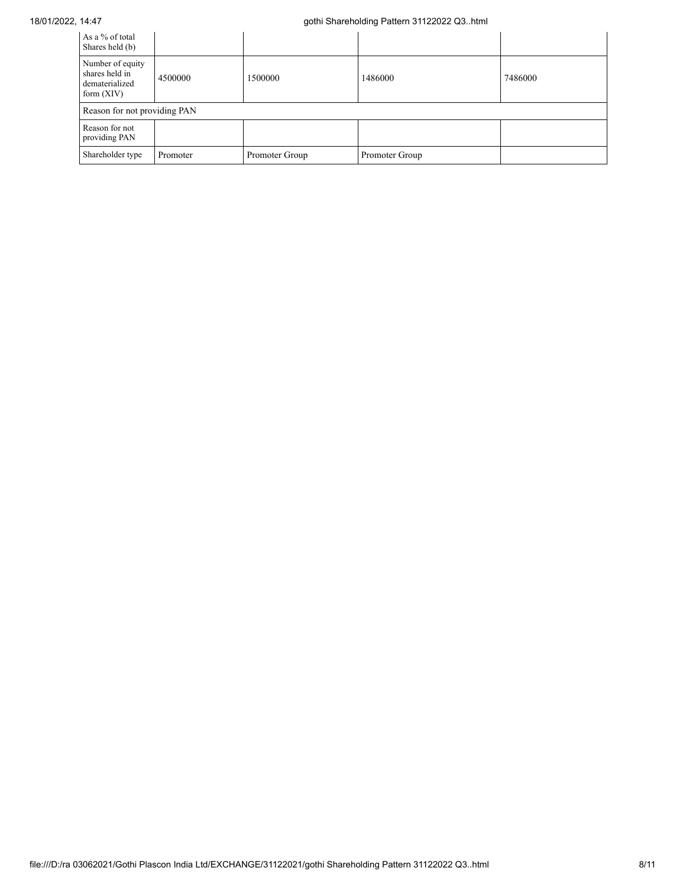| As a % of total Shares held (b) | | | | |
|---|---|---|---|---|
| Number of equity shares held in dematerialized form (XIV) | 4500000 | 1500000 | 1486000 | 7486000 |
| Reason for not providing PAN | | | | |
| Reason for not providing PAN | | | | |
| Shareholder type | Promoter | Promoter Group | Promoter Group | |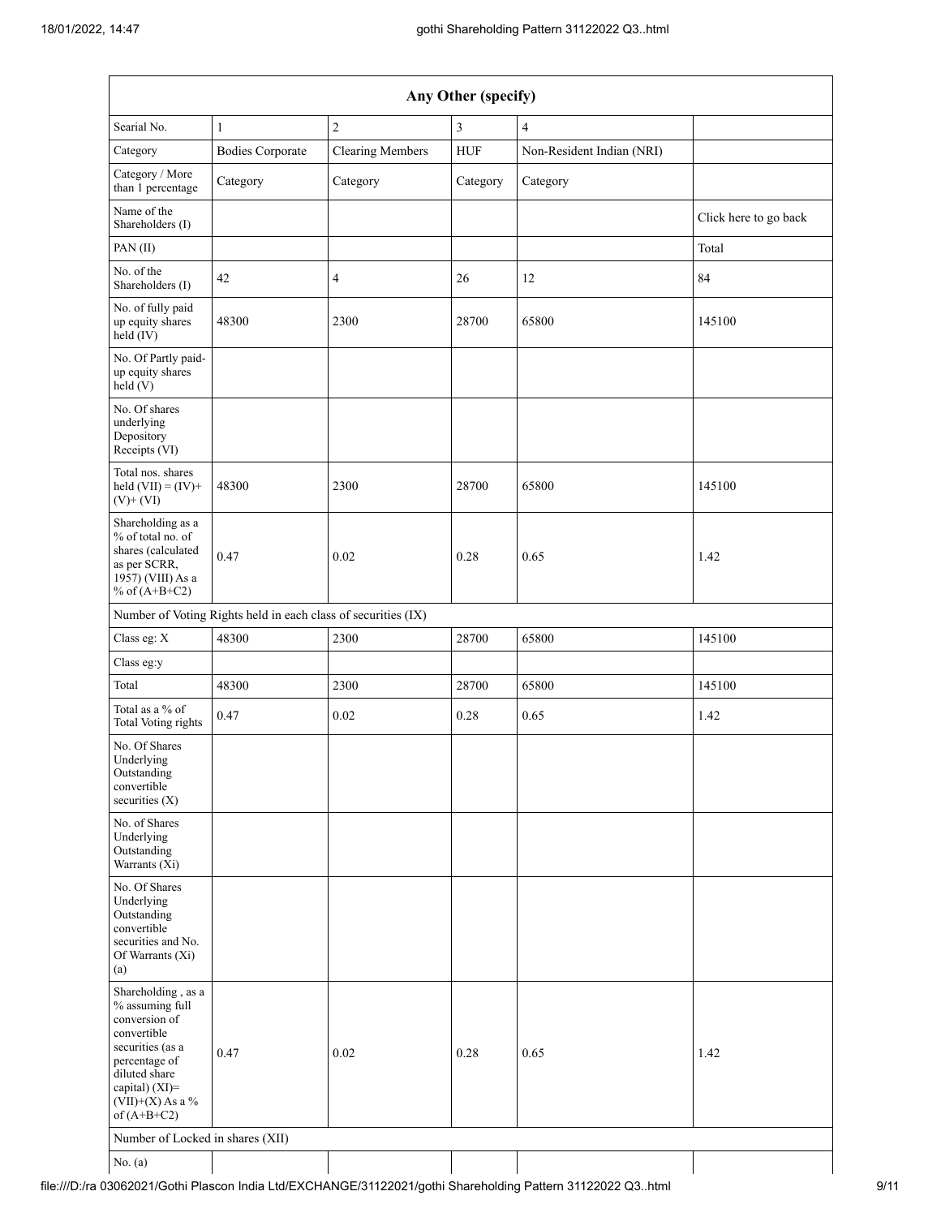| Any Other (specify) | | | | | |
|---|---|---|---|---|---|
| Searial No. | 1 | 2 | 3 | 4 | |
| Category | Bodies Corporate | Clearing Members | HUF | Non-Resident Indian (NRI) | |
| Category / More than 1 percentage | Category | Category | Category | Category | |
| Name of the Shareholders (I) | | | | | Click here to go back |
| PAN (II) | | | | | Total |
| No. of the Shareholders (I) | 42 | 4 | 26 | 12 | 84 |
| No. of fully paid up equity shares held (IV) | 48300 | 2300 | 28700 | 65800 | 145100 |
| No. Of Partly paid-up equity shares held (V) | | | | | |
| No. Of shares underlying Depository Receipts (VI) | | | | | |
| Total nos. shares held (VII) = (IV)+ (V)+ (VI) | 48300 | 2300 | 28700 | 65800 | 145100 |
| Shareholding as a % of total no. of shares (calculated as per SCRR, 1957) (VIII) As a % of (A+B+C2) | 0.47 | 0.02 | 0.28 | 0.65 | 1.42 |
| Number of Voting Rights held in each class of securities (IX) | | | | | |
| Class eg: X | 48300 | 2300 | 28700 | 65800 | 145100 |
| Class eg:y | | | | | |
| Total | 48300 | 2300 | 28700 | 65800 | 145100 |
| Total as a % of Total Voting rights | 0.47 | 0.02 | 0.28 | 0.65 | 1.42 |
| No. Of Shares Underlying Outstanding convertible securities (X) | | | | | |
| No. of Shares Underlying Outstanding Warrants (Xi) | | | | | |
| No. Of Shares Underlying Outstanding convertible securities and No. Of Warrants (Xi) (a) | | | | | |
| Shareholding , as a % assuming full conversion of convertible securities (as a percentage of diluted share capital) (XI)= (VII)+(X) As a % of (A+B+C2) | 0.47 | 0.02 | 0.28 | 0.65 | 1.42 |
| Number of Locked in shares (XII) | | | | | |
| No. (a) | | | | | |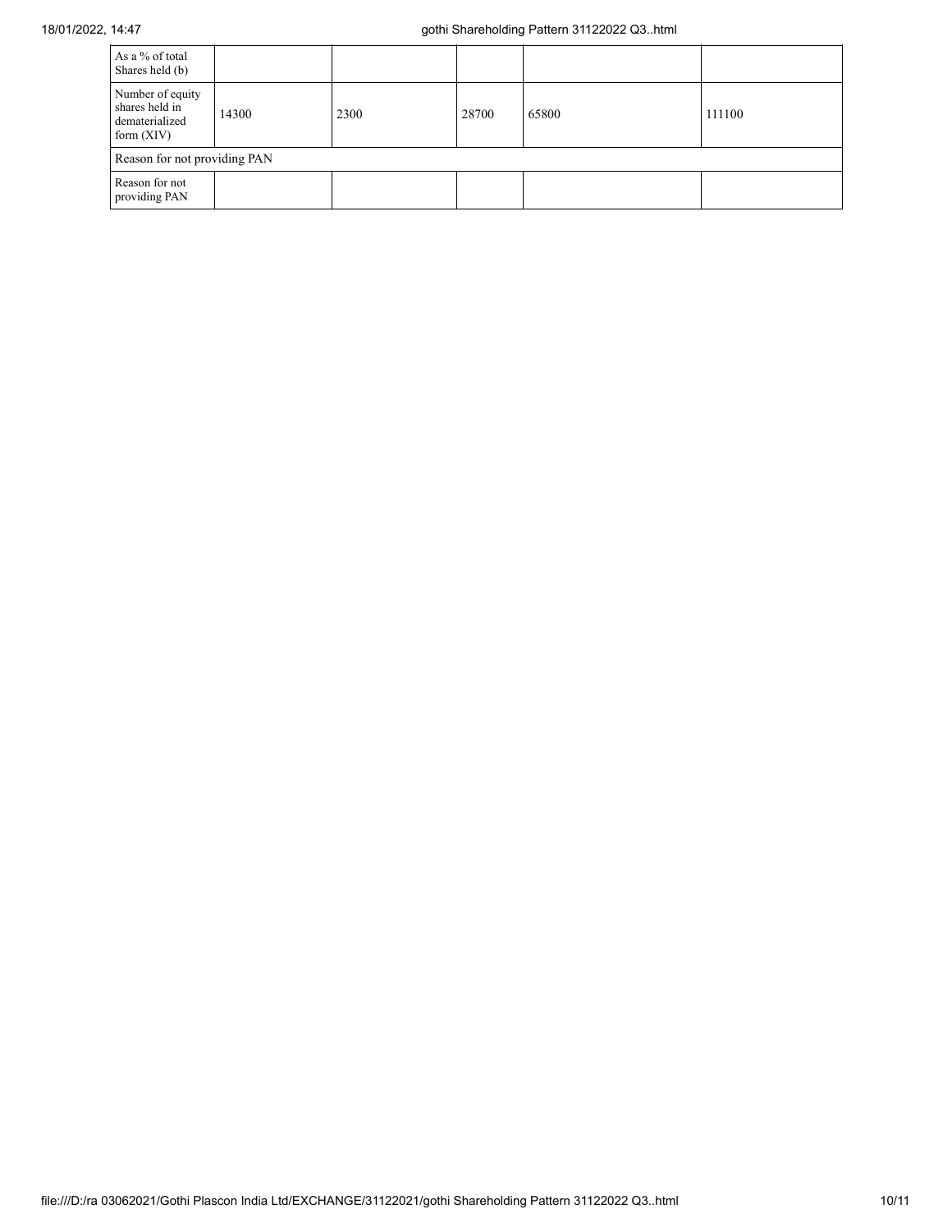| | | | | | |
|---|---|---|---|---|---|
| As a % of total Shares held (b) | | | | | |
| Number of equity shares held in dematerialized form (XIV) | 14300 | 2300 | 28700 | 65800 | 111100 |
| Reason for not providing PAN | | | | | |
| Reason for not providing PAN | | | | | |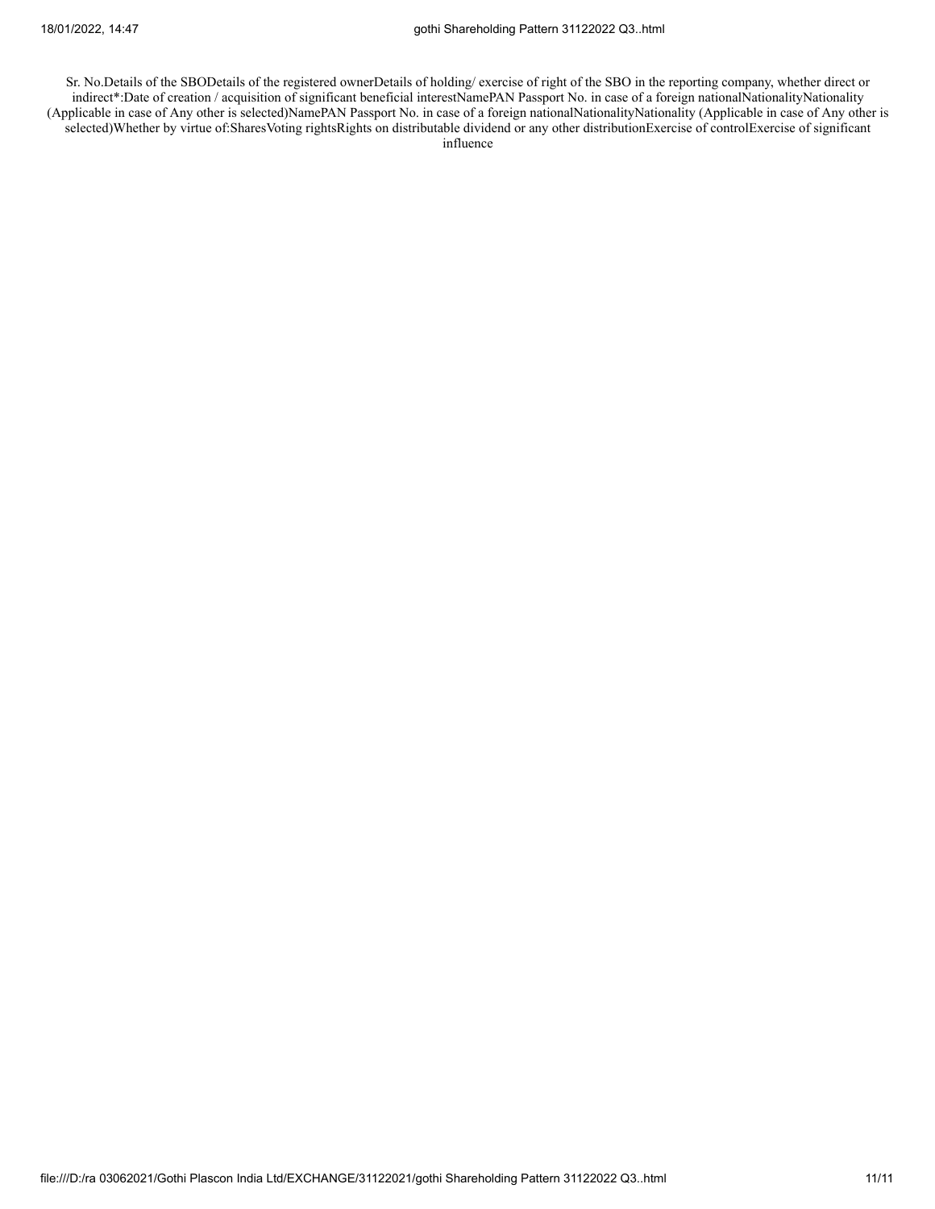Sr. No.Details of the SBODetails of the registered ownerDetails of holding/ exercise of right of the SBO in the reporting company, whether direct or indirect*:Date of creation / acquisition of significant beneficial interestNamePAN Passport No. in case of a foreign nationalNationalityNationality (Applicable in case of Any other is selected)NamePAN Passport No. in case of a foreign nationalNationalityNationality (Applicable in case of Any other is selected)Whether by virtue of:SharesVoting rightsRights on distributable dividend or any other distributionExercise of controlExercise of significant influence